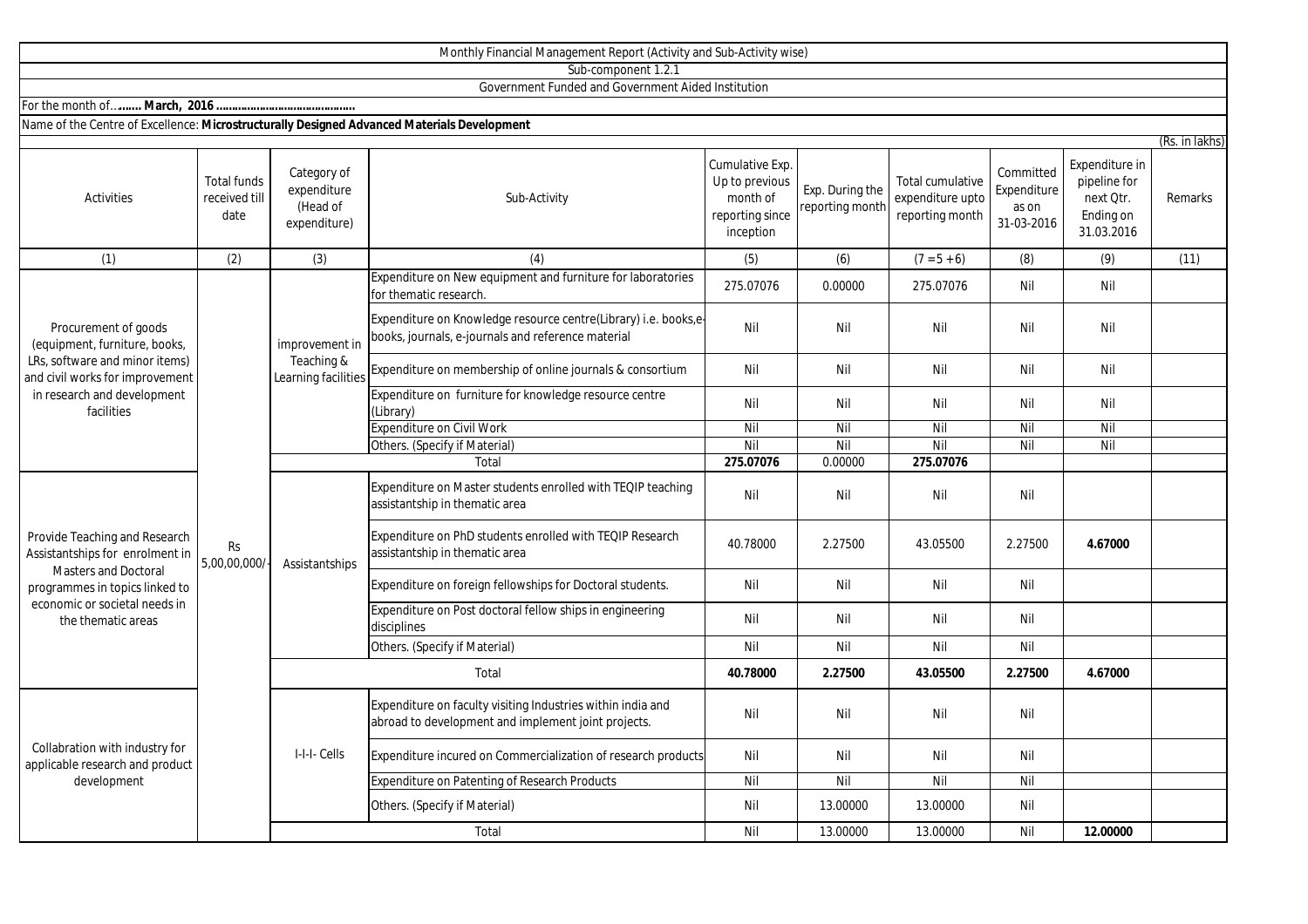Monthly Financial Management Report (Activity and Sub-Activity wise)

Sub-component 1.2.1

Government Funded and Government Aided Institution

For the month of…**…… March, 2016 ……………………………………**

Name of the Centre of Excellence: **Microstructurally Designed Advanced Materials Development**

(Rs. in lakhs)

| Activities | Total funds received till date | Category of expenditure (Head of expenditure) | Sub-Activity | Cumulative Exp. Up to previous month of reporting since inception | Exp. During the reporting month | Total cumulative expenditure upto reporting month | Committed Expenditure as on 31-03-2016 | Expenditure in pipeline for next Qtr. Ending on 31.03.2016 | Remarks |
|---|---|---|---|---|---|---|---|---|---|
| (1) | (2) | (3) | (4) | (5) | (6) | (7 = 5 + 6) | (8) | (9) | (11) |
| Procurement of goods (equipment, furniture, books, LRs, software and minor items) and civil works for improvement in research and development facilities | Rs 5,00,00,000/- | improvement in Teaching & Learning facilities | Expenditure on New equipment and furniture for laboratories for thematic research. | 275.07076 | 0.00000 | 275.07076 | Nil | Nil | |
| | | | Expenditure on Knowledge resource centre(Library) i.e. books,e-books, journals, e-journals and reference material | Nil | Nil | Nil | Nil | Nil | |
| | | | Expenditure on membership of online journals & consortium | Nil | Nil | Nil | Nil | Nil | |
| | | | Expenditure on furniture for knowledge resource centre (Library) | Nil | Nil | Nil | Nil | Nil | |
| | | | Expenditure on Civil Work | Nil | Nil | Nil | Nil | Nil | |
| | | | Others. (Specify if Material) | Nil | Nil | Nil | Nil | Nil | |
| | | | Total | **275.07076** | 0.00000 | **275.07076** | | | |
| Provide Teaching and Research Assistantships for enrolment in Masters and Doctoral programmes in topics linked to economic or societal needs in the thematic areas | | Assistantships | Expenditure on Master students enrolled with TEQIP teaching assistantship in thematic area | Nil | Nil | Nil | Nil | | |
| | | | Expenditure on PhD students enrolled with TEQIP Research assistantship in thematic area | 40.78000 | 2.27500 | 43.05500 | 2.27500 | **4.67000** | |
| | | | Expenditure on foreign fellowships for Doctoral students. | Nil | Nil | Nil | Nil | | |
| | | | Expenditure on Post doctoral fellow ships in engineering disciplines | Nil | Nil | Nil | Nil | | |
| | | | Others. (Specify if Material) | Nil | Nil | Nil | Nil | | |
| | | | Total | **40.78000** | **2.27500** | **43.05500** | **2.27500** | **4.67000** | |
| Collabration with industry for applicable research and product development | | I-I-I- Cells | Expenditure on faculty visiting Industries within india and abroad to development and implement joint projects. | Nil | Nil | Nil | Nil | | |
| | | | Expenditure incured on Commercialization of research products | Nil | Nil | Nil | Nil | | |
| | | | Expenditure on Patenting of Research Products | Nil | Nil | Nil | Nil | | |
| | | | Others. (Specify if Material) | Nil | 13.00000 | 13.00000 | Nil | | |
| | | | Total | Nil | 13.00000 | 13.00000 | Nil | **12.00000** | |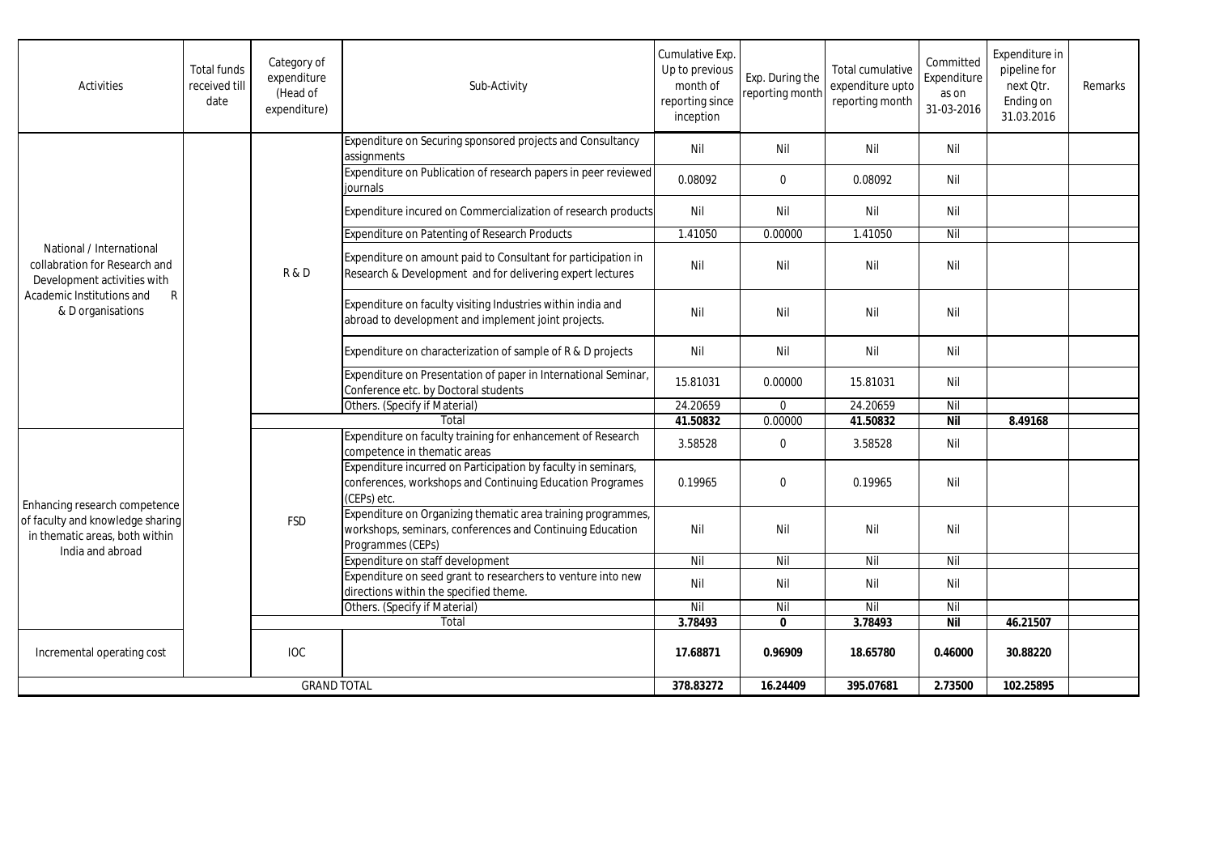| Activities | Total funds received till date | Category of expenditure (Head of expenditure) | Sub-Activity | Cumulative Exp. Up to previous month of reporting since inception | Exp. During the reporting month | Total cumulative expenditure upto reporting month | Committed Expenditure as on 31-03-2016 | Expenditure in pipeline for next Qtr. Ending on 31.03.2016 | Remarks |
|---|---|---|---|---|---|---|---|---|---|
| National / International collabration for Research and Development activities with Academic Institutions and R & D organisations | | R & D | Expenditure on Securing sponsored projects and Consultancy assignments | Nil | Nil | Nil | Nil | | |
| | | | Expenditure on Publication of research papers in peer reviewed journals | 0.08092 | 0 | 0.08092 | Nil | | |
| | | | Expenditure incured on Commercialization of research products | Nil | Nil | Nil | Nil | | |
| | | | Expenditure on Patenting of Research Products | 1.41050 | 0.00000 | 1.41050 | Nil | | |
| | | | Expenditure on amount paid to Consultant for participation in Research & Development and for delivering expert lectures | Nil | Nil | Nil | Nil | | |
| | | | Expenditure on faculty visiting Industries within india and abroad to development and implement joint projects. | Nil | Nil | Nil | Nil | | |
| | | | Expenditure on characterization of sample of R & D projects | Nil | Nil | Nil | Nil | | |
| | | | Expenditure on Presentation of paper in International Seminar, Conference etc. by Doctoral students | 15.81031 | 0.00000 | 15.81031 | Nil | | |
| | | | Others. (Specify if Material) | 24.20659 | 0 | 24.20659 | Nil | | |
| | | | Total | **41.50832** | 0.00000 | **41.50832** | **Nil** | **8.49168** | |
| Enhancing research competence of faculty and knowledge sharing in thematic areas, both within India and abroad | | FSD | Expenditure on faculty training for enhancement of Research competence in thematic areas | 3.58528 | 0 | 3.58528 | Nil | | |
| | | | Expenditure incurred on Participation by faculty in seminars, conferences, workshops and Continuing Education Programes (CEPs) etc. | 0.19965 | 0 | 0.19965 | Nil | | |
| | | | Expenditure on Organizing thematic area training programmes, workshops, seminars, conferences and Continuing Education Programmes (CEPs) | Nil | Nil | Nil | Nil | | |
| | | | Expenditure on staff development | Nil | Nil | Nil | Nil | | |
| | | | Expenditure on seed grant to researchers to venture into new directions within the specified theme. | Nil | Nil | Nil | Nil | | |
| | | | Others. (Specify if Material) | Nil | Nil | Nil | Nil | | |
| | | | Total | **3.78493** | **0** | **3.78493** | **Nil** | **46.21507** | |
| Incremental operating cost | | IOC | | **17.68871** | **0.96909** | **18.65780** | **0.46000** | **30.88220** | |
| GRAND TOTAL | | | | **378.83272** | **16.24409** | **395.07681** | **2.73500** | **102.25895** | |